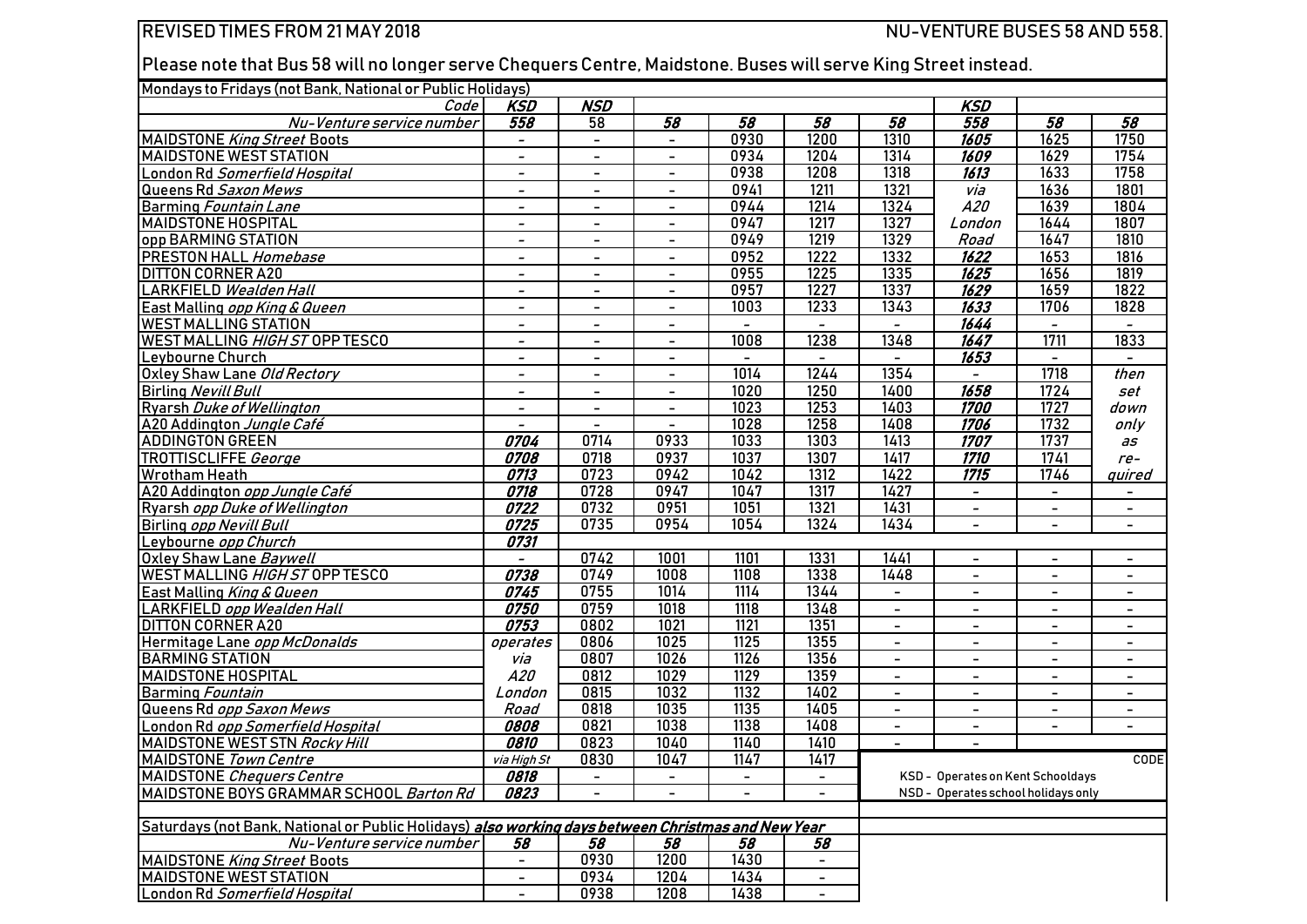REVISED TIMES FROM 21 MAY 2018 NU-VENTURE BUSES 58 AND 558.

Please note that Bus 58 will no longer serve Chequers Centre, Maidstone. Buses will serve King Street instead.

Mondays to Fridays (not Bank, National or Public Holidays)

| Code | KSD | NSD | | | | | KSD | | |
|---|---|---|---|---|---|---|---|---|---|
| Nu-Venture service number | 558 | 58 | 58 | 58 | 58 | 58 | 558 | 58 | 58 |
| MAIDSTONE *King Street* Boots | - | - | - | 0930 | 1200 | 1310 | 1605 | 1625 | 1750 |
| MAIDSTONE WEST STATION | - | - | - | 0934 | 1204 | 1314 | 1609 | 1629 | 1754 |
| London Rd *Somerfield Hospital* | - | - | - | 0938 | 1208 | 1318 | 1613 | 1633 | 1758 |
| Queens Rd *Saxon Mews* | - | - | - | 0941 | 1211 | 1321 | via | 1636 | 1801 |
| Barming *Fountain Lane* | - | - | - | 0944 | 1214 | 1324 | A20 | 1639 | 1804 |
| MAIDSTONE HOSPITAL | - | - | - | 0947 | 1217 | 1327 | London | 1644 | 1807 |
| opp BARMING STATION | - | - | - | 0949 | 1219 | 1329 | Road | 1647 | 1810 |
| PRESTON HALL *Homebase* | - | - | - | 0952 | 1222 | 1332 | 1622 | 1653 | 1816 |
| DITTON CORNER A20 | - | - | - | 0955 | 1225 | 1335 | 1625 | 1656 | 1819 |
| LARKFIELD *Wealden Hall* | - | - | - | 0957 | 1227 | 1337 | 1629 | 1659 | 1822 |
| East Malling *opp King & Queen* | - | - | - | 1003 | 1233 | 1343 | 1633 | 1706 | 1828 |
| WEST MALLING STATION | - | - | - | - | - | - | 1644 | - | - |
| WEST MALLING *HIGH ST* OPP TESCO | - | - | - | 1008 | 1238 | 1348 | 1647 | 1711 | 1833 |
| Leybourne Church | - | - | - | - | - | - | 1653 | - | - |
| Oxley Shaw Lane *Old Rectory* | - | - | - | 1014 | 1244 | 1354 | - | 1718 | then |
| Birling *Nevill Bull* | - | - | - | 1020 | 1250 | 1400 | 1658 | 1724 | set |
| Ryarsh *Duke of Wellington* | - | - | - | 1023 | 1253 | 1403 | 1700 | 1727 | down |
| A20 Addington *Jungle Café* | - | - | - | 1028 | 1258 | 1408 | 1706 | 1732 | only |
| ADDINGTON GREEN | 0704 | 0714 | 0933 | 1033 | 1303 | 1413 | 1707 | 1737 | as |
| TROTTISCLIFFE *George* | 0708 | 0718 | 0937 | 1037 | 1307 | 1417 | 1710 | 1741 | re- |
| Wrotham Heath | 0713 | 0723 | 0942 | 1042 | 1312 | 1422 | 1715 | 1746 | quired |
| A20 Addington *opp Jungle Café* | 0718 | 0728 | 0947 | 1047 | 1317 | 1427 | - | - | - |
| Ryarsh *opp Duke of Wellington* | 0722 | 0732 | 0951 | 1051 | 1321 | 1431 | - | - | - |
| Birling *opp Nevill Bull* | 0725 | 0735 | 0954 | 1054 | 1324 | 1434 | - | - | - |
| Leybourne *opp Church* | 0731 | | | | | | | | |
| Oxley Shaw Lane *Baywell* | - | 0742 | 1001 | 1101 | 1331 | 1441 | - | - | - |
| WEST MALLING *HIGH ST* OPP TESCO | 0738 | 0749 | 1008 | 1108 | 1338 | 1448 | - | - | - |
| East Malling *King & Queen* | 0745 | 0755 | 1014 | 1114 | 1344 | - | - | - | - |
| LARKFIELD *opp Wealden Hall* | 0750 | 0759 | 1018 | 1118 | 1348 | - | - | - | - |
| DITTON CORNER A20 | 0753 | 0802 | 1021 | 1121 | 1351 | - | - | - | - |
| Hermitage Lane *opp McDonalds* | operates | 0806 | 1025 | 1125 | 1355 | - | - | - | - |
| BARMING STATION | via | 0807 | 1026 | 1126 | 1356 | - | - | - | - |
| MAIDSTONE HOSPITAL | A20 | 0812 | 1029 | 1129 | 1359 | - | - | - | - |
| Barming *Fountain* | London | 0815 | 1032 | 1132 | 1402 | - | - | - | - |
| Queens Rd *opp Saxon Mews* | Road | 0818 | 1035 | 1135 | 1405 | - | - | - | - |
| London Rd *opp Somerfield Hospital* | 0808 | 0821 | 1038 | 1138 | 1408 | - | - | - | - |
| MAIDSTONE WEST STN *Rocky Hill* | 0810 | 0823 | 1040 | 1140 | 1410 | - | - | | |
| MAIDSTONE *Town Centre* | via High St | 0830 | 1047 | 1147 | 1417 | | | | |
| MAIDSTONE *Chequers Centre* | 0818 | - | - | - | - | | | | |
| MAIDSTONE BOYS GRAMMAR SCHOOL *Barton Rd* | 0823 | - | - | - | - | | | | |

CODE

KSD - Operates on Kent Schooldays

NSD - Operates school holidays only

Saturdays (not Bank, National or Public Holidays) ***also working days between Christmas and New Year***

| Nu-Venture service number | 58 | 58 | 58 | 58 | 58 |
|---|---|---|---|---|---|
| MAIDSTONE *King Street* Boots | - | 0930 | 1200 | 1430 | - |
| MAIDSTONE WEST STATION | - | 0934 | 1204 | 1434 | - |
| London Rd *Somerfield Hospital* | - | 0938 | 1208 | 1438 | - |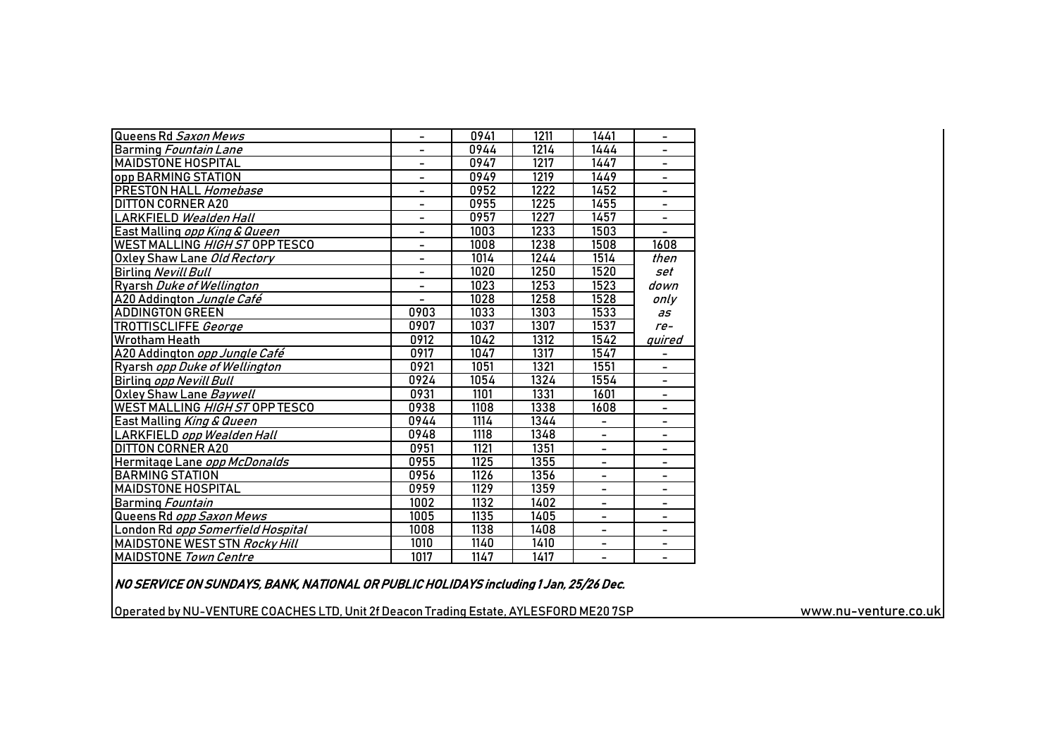| | | | | | |
|---|---|---|---|---|---|
| Queens Rd *Saxon Mews* | - | 0941 | 1211 | 1441 | - |
| Barming *Fountain Lane* | - | 0944 | 1214 | 1444 | - |
| MAIDSTONE HOSPITAL | - | 0947 | 1217 | 1447 | - |
| opp BARMING STATION | - | 0949 | 1219 | 1449 | - |
| PRESTON HALL *Homebase* | - | 0952 | 1222 | 1452 | - |
| DITTON CORNER A20 | - | 0955 | 1225 | 1455 | - |
| LARKFIELD *Wealden Hall* | - | 0957 | 1227 | 1457 | - |
| East Malling *opp King & Queen* | - | 1003 | 1233 | 1503 | - |
| WEST MALLING *HIGH ST* OPP TESCO | - | 1008 | 1238 | 1508 | 1608 |
| Oxley Shaw Lane *Old Rectory* | - | 1014 | 1244 | 1514 | *then* |
| Birling *Nevill Bull* | - | 1020 | 1250 | 1520 | *set* |
| Ryarsh *Duke of Wellington* | - | 1023 | 1253 | 1523 | *down* |
| A20 Addington *Jungle Café* | - | 1028 | 1258 | 1528 | *only* |
| ADDINGTON GREEN | 0903 | 1033 | 1303 | 1533 | *as* |
| TROTTISCLIFFE *George* | 0907 | 1037 | 1307 | 1537 | *re-* |
| Wrotham Heath | 0912 | 1042 | 1312 | 1542 | *quired* |
| A20 Addington *opp Jungle Café* | 0917 | 1047 | 1317 | 1547 | - |
| Ryarsh *opp Duke of Wellington* | 0921 | 1051 | 1321 | 1551 | - |
| Birling *opp Nevill Bull* | 0924 | 1054 | 1324 | 1554 | - |
| Oxley Shaw Lane *Baywell* | 0931 | 1101 | 1331 | 1601 | - |
| WEST MALLING *HIGH ST* OPP TESCO | 0938 | 1108 | 1338 | 1608 | - |
| East Malling *King & Queen* | 0944 | 1114 | 1344 | - | - |
| LARKFIELD *opp Wealden Hall* | 0948 | 1118 | 1348 | - | - |
| DITTON CORNER A20 | 0951 | 1121 | 1351 | - | - |
| Hermitage Lane *opp McDonalds* | 0955 | 1125 | 1355 | - | - |
| BARMING STATION | 0956 | 1126 | 1356 | - | - |
| MAIDSTONE HOSPITAL | 0959 | 1129 | 1359 | - | - |
| Barming *Fountain* | 1002 | 1132 | 1402 | - | - |
| Queens Rd *opp Saxon Mews* | 1005 | 1135 | 1405 | - | - |
| London Rd *opp Somerfield Hospital* | 1008 | 1138 | 1408 | - | - |
| MAIDSTONE WEST STN *Rocky Hill* | 1010 | 1140 | 1410 | - | - |
| MAIDSTONE *Town Centre* | 1017 | 1147 | 1417 | - | - |

***NO SERVICE ON SUNDAYS, BANK, NATIONAL OR PUBLIC HOLIDAYS including 1 Jan, 25/26 Dec.***

Operated by NU-VENTURE COACHES LTD, Unit 2f Deacon Trading Estate, AYLESFORD ME20 7SP

www.nu-venture.co.uk